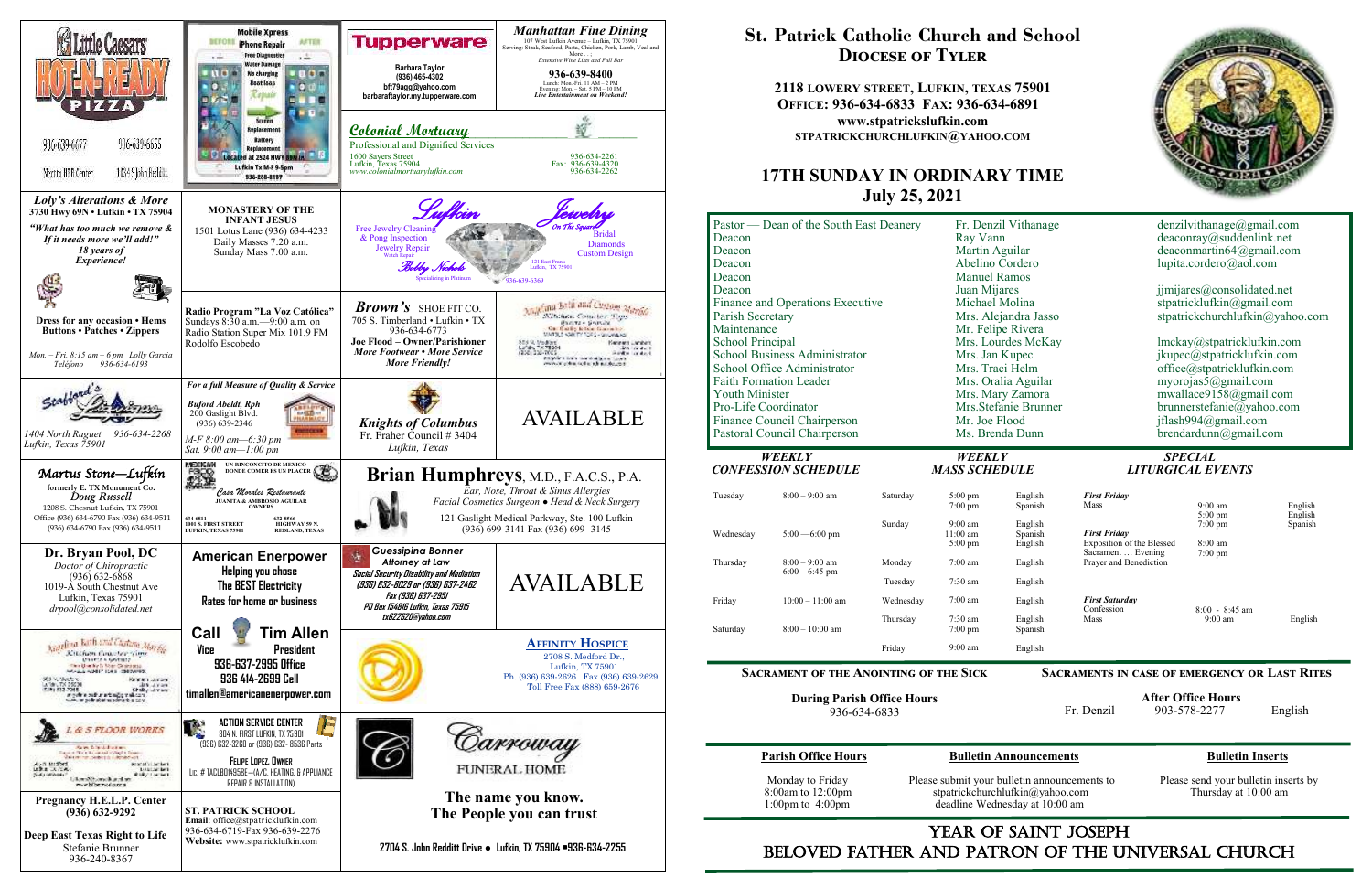# St. Patrick Catholic Church and School

## Diocese of Tyler

**2118 Lowery Street, Lufkin, Texas 75901**
**Office: 936-634-6833 Fax: 936-634-6891**
**www.stpatrickslufkin.com**
**STPATRICKCHURCHLUFKIN@YAHOO.COM**

## 17th Sunday in Ordinary Time
## July 25, 2021

| | | |
|---|---|---|
| Pastor — Dean of the South East Deanery | Fr. Denzil Vithanage | denzilvithanage@gmail.com |
| Deacon | Ray Vann | deaconray@suddenlink.net |
| Deacon | Martin Aguilar | deaconmartin64@gmail.com |
| Deacon | Abelino Cordero | lupita.cordero@aol.com |
| Deacon | Manuel Ramos | |
| Deacon | Juan Mijares | jjmijares@consolidated.net |
| Finance and Operations Executive | Michael Molina | stpatricklufkin@gmail.com |
| Parish Secretary | Mrs. Alejandra Jasso | stpatrickchurchlufkin@yahoo.com |
| Maintenance | Mr. Felipe Rivera | |
| School Principal | Mrs. Lourdes McKay | lmckay@stpatricklufkin.com |
| School Business Administrator | Mrs. Jan Kupec | jkupec@stpatricklufkin.com |
| School Office Administrator | Mrs. Traci Helm | office@stpatricklufkin.com |
| Faith Formation Leader | Mrs. Oralia Aguilar | myorojas5@gmail.com |
| Youth Minister | Mrs. Mary Zamora | mwallace9158@gmail.com |
| Pro-Life Coordinator | Mrs.Stefanie Brunner | brunnerstefanie@yahoo.com |
| Finance Council Chairperson | Mr. Joe Flood | jflash994@gmail.com |
| Pastoral Council Chairperson | Ms. Brenda Dunn | brendardunn@gmail.com |

### Weekly Confession Schedule

| | |
|---|---|
| Tuesday | 8:00 – 9:00 am |
| Wednesday | 5:00 —6:00 pm |
| Thursday | 8:00 – 9:00 am<br>6:00 – 6:45 pm |
| Friday | 10:00 – 11:00 am |
| Saturday | 8:00 – 10:00 am |

### Weekly Mass Schedule

| | | |
|---|---|---|
| Saturday | 5:00 pm<br>7:00 pm | English<br>Spanish |
| Sunday | 9:00 am<br>11:00 am<br>5:00 pm | English<br>Spanish<br>English |
| Monday | 7:00 am | English |
| Tuesday | 7:30 am | English |
| Wednesday | 7:00 am | English |
| Thursday | 7:30 am<br>7:00 pm | English<br>Spanish |
| Friday | 9:00 am | English |

### Special Liturgical Events

| | | |
|---|---|---|
| ***First Friday***<br>Mass | 9:00 am<br>5:00 pm<br>7:00 pm | English<br>English<br>Spanish |
| ***First Friday***<br>Exposition of the Blessed Sacrament … Evening Prayer and Benediction | 8:00 am<br>7:00 pm | |
| ***First Saturday***<br>Confession<br>Mass | 8:00 - 8:45 am<br>9:00 am | English |

**Sacrament of the Anointing of the Sick**

**During Parish Office Hours**
936-634-6833

**Sacraments in case of emergency or Last Rites**

**After Office Hours**
Fr. Denzil 903-578-2277 English

**Parish Office Hours**

Monday to Friday
8:00am to 12:00pm
1:00pm to 4:00pm

**Bulletin Announcements**

Please submit your bulletin announcements to stpatrickchurchlufkin@yahoo.com deadline Wednesday at 10:00 am

**Bulletin Inserts**

Please send your bulletin inserts by Thursday at 10:00 am

## Year of Saint Joseph
## Beloved Father and Patron of the Universal Church

---

**Little Caesars Hot-N-Ready Pizza** — 936-639-4477 Nexus HEB Center; 936-639-5555 1834 S John Redditt

**Mobile Xpress iPhone Repair** — Free Diagnostics, Water Damage, No charging, Boot loop, Screen Replacement, Battery Replacement. Located at 2524 HWY 69N, Lufkin Tx M-F 9-5pm, 936-208-8197

**Tupperware** — Barbara Taylor (936) 465-4302, bft79ago@yahoo.com, barbarataylor.my.tupperware.com

**Manhattan Fine Dining** — 107 West Lufkin Avenue – Lufkin, TX 75901. Serving: Steak, Seafood, Pasta, Chicken, Pork, Lamb, Veal and More… ; Extensive Wine Lists and Full Bar. 936-639-8400. Lunch: Mon.-Fri. 11 AM – 2 PM; Evening: Mon. – Sat. 5 PM – 10 PM. Live Entertainment on Weekend!

**Colonial Mortuary** — Professional and Dignified Services. 1600 Sayers Street, Lufkin, Texas 75904, www.colonialmortuarylufkin.com. 936-634-2261, Fax: 936-639-4320, 936-634-2262

**Loly's Alterations & More** — 3730 Hwy 69N • Lufkin • TX 75904. *"What has too much we remove & If it needs more we'll add!"* 18 years of Experience! Dress for any occasion • Hems, Buttons • Patches • Zippers. Mon. – Fri. 8:15 am – 6 pm Lolly Garcia, Teléfono 936-634-6193

**Monastery of the Infant Jesus** — 1501 Lotus Lane (936) 634-4233. Daily Masses 7:20 a.m. Sunday Mass 7:00 a.m.

**Radio Program "La Voz Católica"** — Sundays 8:30 a.m.—9:00 a.m. on Radio Station Super Mix 101.9 FM, Rodolfo Escobedo

**Lufkin Jewelry On The Square** — Free Jewelry Cleaning & Prong Inspection, Jewelry Repair, Watch Repair. Bridal, Diamonds, Custom Design. Bobby Nichols, Specializing in Platinum. 121 East Frank, Lufkin, TX 75901. 936-639-6369

**Brown's Shoe Fit Co.** — 705 S. Timberland • Lufkin • TX, 936-634-6773. Joe Flood – Owner/Parishioner. *More Footwear • More Service • More Friendly!*

**Angelina Bath and Custom Marble**

**Stafford's Lighting** — 1404 North Raguet 936-634-2268, Lufkin, Texas 75901

**For a full Measure of Quality & Service** — Buford Abeldt, Rph, 200 Gaslight Blvd. (936) 639-2346. M-F 8:00 am—6:30 pm, Sat. 9:00 am—1:00 pm

**Knights of Columbus** — Fr. Fraher Council # 3404, Lufkin, Texas

AVAILABLE

**Martus Stone—Lufkin** — formerly E. TX Monument Co. Doug Russell. 1208 S. Chestnut Lufkin, TX 75901. Office (936) 634-6790 Fax (936) 634-9511, (936) 634-6790 Fax (936) 634-9511

**Casa Morales Restaurante** — Un rinconcito de Mexico donde comer es un placer. Juanita & Ambrosio Aguilar, Owners. 634-6811, 1001 S. First Street, Lufkin, Texas 75901; 632-8566, Highway 59 N, Redland, Texas

**Brian Humphreys, M.D., F.A.C.S., P.A.** — Ear, Nose, Throat & Sinus Allergies. Facial Cosmetics Surgeon ● Head & Neck Surgery. 121 Gaslight Medical Parkway, Ste. 100 Lufkin (936) 699-3141 Fax (936) 699- 3145

**Dr. Bryan Pool, DC** — Doctor of Chiropractic (936) 632-6868, 1019-A South Chestnut Ave, Lufkin, Texas 75901, drpool@consolidated.net

**American Enerpower** — Helping you chose The BEST Electricity, Rates for home or business

**Guesspina Bonner, Attorney at Law** — Social Security Disability and Mediation (936) 632-8029 or (936) 637-2462, Fax (936) 637-2951, PO Box 154816 Lufkin, Texas 75915, tx622620@yahoo.com

AVAILABLE

**Angelina Bath and Custom Marble**

**Call Tim Allen**, Vice President — 936-637-2995 Office, 936 414-2699 Cell, timallen@americanenerpower.com

**Affinity Hospice** — 2708 S. Medford Dr., Lufkin, TX 75901. Ph. (936) 639-2626 Fax (936) 639-2629, Toll Free Fax (888) 659-2676

**L & S Floor Works**

**Action Service Center** — 804 N. First Lufkin, TX 75901, (936) 632-3260 or (936) 632-8536 Parts. Felipe Lopez, Owner. Lic. # TACLB049658E—(A/C, Heating, & Appliance Repair & Installation)

**Carroway Funeral Home** — The name you know. The People you can trust. 2704 S. John Redditt Drive ● Lufkin, TX 75904 ●936-634-2255

**Pregnancy H.E.L.P. Center** (936) 632-9292

**Deep East Texas Right to Life** — Stefanie Brunner 936-240-8367

**St. Patrick School** — Email: office@stpatricklufkin.com, 936-634-6719-Fax 936-639-2276, Website: www.stpatricklufkin.com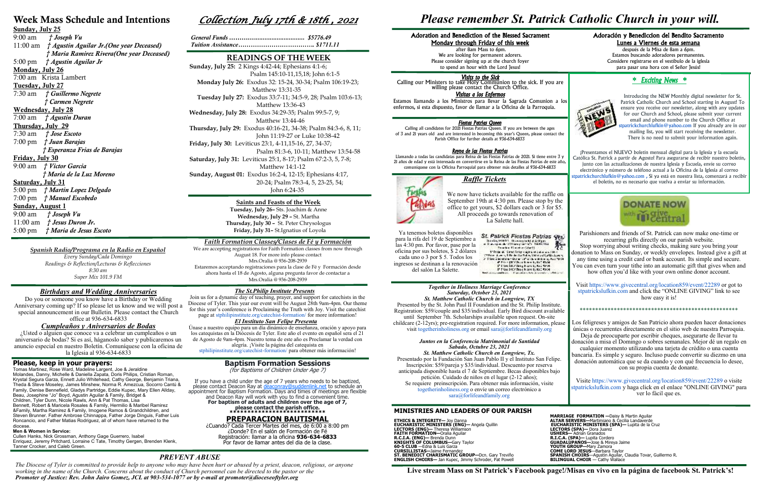## Week Mass Schedule and Intentions

**Sunday, July 25**
9:00 am *† Joseph Vu*
11:00 am *† Agustin Aguilar Jr.(One year Deceased)*
*† Maria Ramirez Rivera(One year Deceased)*
5:00 pm *† Agustin Aguilar Jr*

**Monday, July 26**
7:00 am Krista Lambert

**Tuesday, July 27**
7:30 am *† Guillermo Negrete*
*† Carmen Negrete*

**Wednesday, July 28**
7:00 am *† Agustin Duran*

**Thursday, July 29**
7:30 am *† Jose Escoto*
7:00 pm *† Juan Barajas*
*† Esperanza Frias de Barajas*

**Friday, July 30**
9:00 am *† Victor Garcia*
*† Maria de la Luz Moreno*

**Saturday, July 31**
5:00 pm *† Martin Lopez Delgado*
7:00 pm *† Manuel Escobedo*

**Sunday, August 1**
9:00 am *† Joseph Vu*
11:00 am *† Jesus Duron Jr.*
5:00 pm *† Maria de Jesus Escoto*

***Spanish Radio/Programa en la Radio en Español***
*Every Sunday/Cada Domingo*
*Readings & Reflection/Lecturas & Reflecciones*
*8:30 am*
*Super Mix 101.9 FM*

### *Birthdays and Wedding Anniversaries*

Do you or someone you know have a Birthday or Wedding Anniversary coming up? If so please let us know and we will post a special announcement in our Bulletin. Please contact the Church office at 936-634-6833

### *Cumpleaños y Aniversarios de Bodas*

¿Usted o alguien que conoce va a celebrar un cumpleaños o un aniversario de bodas? Si es así, háganoslo saber y publicaremos un anuncio especial en nuestro Boletín. Comuníquese con la oficina de la Iglesia al 936-634-6833

### Please, keep in your prayers:

Tomas Martinez, Rose Ward, Madeline Largent, Joe & Jeraldine Molandes, Danny, Michelle & Daniella Zapata, Doris Philips, Cristian Roman, Krystal Segura Garza, Ennett Julio Whitehead, Cathy George, Benjamin Triana, Theda & Steve Moseley, James Minshew, Norma R. Amezcua, Socorro Cantú & Family, Denise Bennefield, Gladys Partridge, Eddie Kuper, Mary Ellen Allday, Beau, Josephine "Jo" Boyd, Agustin Aguilar & Family, Bridget & Children, Tyler Dunn, Nicole Rawls, Ann & Pat Thomas, Lisa Bennett, Robert & Maricela Rosales & Family, Hermilio & Maribel Ramirez &Family, Martha Ramirez & Family, Imogene Ramos & Grandchildren, and Steven Brunner. Father Ambrose Chinnappa, Father Jorge Dinguis, Father Luis Roncancio, and Father Matias Rodriguez, all of whom have returned to the diocese.

**Men & Women in Service:**
Cullen Hanks, Nick Grossman, Anthony Gage Guerrero, Isabel Enriquez, Jeremy Pritchard, Lorraine C Tate, Timothy Gergen, Brenden Klenk, Tanner Crocker, and Caleb Green.

## *Collection July 17th & 18th, 2021*

*General Funds ……………………………………. $5776.49*
*Tuition Assistance……………………………….. $1711.11*

### READINGS OF THE WEEK

**Sunday, July 25:** 2 Kings 4:42-44; Ephesians 4:1-6; Psalm 145:10-11,15,18; John 6:1-5
**Monday July 26:** Exodus 32: 15-24, 30-34; Psalm 106:19-23; Matthew 13:31-35
**Tuesday July 27:** Exodus 33:7-11; 34:5-9, 28; Psalm 103:6-13; Matthew 13:36-43
**Wednesday, July 28:** Exodus 34:29-35; Psalm 99:5-7, 9; Matthew 13:44-46
**Thursday, July 29:** Exodus 40:16-21, 34-38; Psalm 84:3-6, 8, 11; John 11:19-27 or Luke 10:38-42
**Friday, July 30:** Leviticus 23:1, 4-11,15-16, 27, 34-37; Psalm 81:3-6, 10-11; Matthew 13:54-58
**Saturday, July 31:** Leviticus 25:1, 8-17; Psalm 67:2-3, 5, 7-8; Matthew 14:1-12
**Sunday, August 01:** Exodus 16:2-4, 12-15; Ephesians 4:17, 20-24; Psalm 78:3-4, 5, 23-25, 54; John 6:24-35

**Saints and Feasts of the Week**
**Tuesday, July 26–** Sts. Joachim & Anne
**Wednesday, July 29 –** St. Martha
**Thursday, July 30 –** St. Peter Chrysologus
**Friday, July 31–** St.Ignatius of Loyola

### *Faith Formation Classes/Clases de Fé y Formación*

We are accepting registrations for Faith Formation classes from now through August 18. For more info please contact Mrs.Oralia @ 936-208-2939

Estaremos aceptando registraciones para la clase de Fé y Formación desde ahora hasta el 18 de Agosto, alguna pregunta favor de contactar a Mrs.Oralia @ 936-208-2939

### *The St.Philip Institute Presents*

Join us for a dynamic day of teaching, prayer, and support for catechists in the Diocese of Tyler. This year our event will be August 28th 9am-4pm. Our theme for this year's conference is Proclaiming the Truth with Joy. Visit the catechist page at stphilipinstitute.org/catechist-formation/ for more information!

### *El Instituto San Felipe Presenta*

Únase a nuestro equipo para un día dinámico de enseñanza, oración y apoyo para los catequistas en la Diócesis de Tyler. Este año el evento en español sera el 21 de Agosto de 9am-4pm. Nuestro tema de este año es Proclamar la verdad con alegria. ¡Visite la página del catequista en stphilipinstitute.org/catechist-formation/ para obtener más información!

### Baptism Formation Sessions

*(for Baptisms of Children Under Age 7)*

If you have a child under the age of 7 years who needs to be baptized, please contact Deacon Ray at deaconray@suddenlink.net to schedule an appointment for Baptism Formation. Days and times of meetings are flexible and Deacon Ray will work with you to find a convenient time.
**For baptism of adults and children over the age of 7, please contact the parish office.**
**\*\*\*\*\*\*\*\*\*\*\*\*\*\*\*\*\*\*\*\*\*\*\*\*\*\*\***

### PREPARACION BAUTISMAL

¿Cuando? Cada Tercer Martes del mes, de 6:00 a 8:00 pm
¿Donde? En el salón de Formación de Fé
Registración: llamar a la oficina **936-634-6833**
Por favor de llamar antes del dia de la clase.

### *PREVENT ABUSE*

*The Diocese of Tyler is committed to provide help to anyone who may have been hurt or abused by a priest, deacon, religious, or anyone working in the name of the Church. Concerns about the conduct of Church personnel can be directed to the pastor or the*
***Promoter of Justice: Rev. John Jairo Gomez, JCL at 903-534-1077 or by e-mail at promoter@dioceseoftyler.org***

## *Please remember St. Patrick Catholic Church in your will.*

**Adoration and Benediction of the Blessed Sacrament**
**Monday through Friday of this week**
after 8am Mass to 6pm.
We are looking for permanent adorers.
Please consider signing up at the church foyer to spend an hour with the Lord Jesus!

**Adoración y Benediccion del Bendito Sacramento**
**Lunes a Viernes de esta semana**
después de la Misa de 8am a 6pm.
Estamos buscando adoradores permanentes.
Considere registrarse en el vestíbulo de la iglesia para pasar una hora con el Señor Jesús!

***Visits to the Sick***
Calling our Ministers to take Holy Communion to the sick. If you are willing please contact the Church Office.

***Visitas a los Enfermos***
Estamos llamando a los Ministros para llevar la Sagrada Comunion a los enfermos, si esta dispuesto, favor de llamar a la Oficina de la Parroquia.

***Fiestas Patrias Queen***
Calling all candidates for 2021 Fiestas Patrias Queen. If you are between the ages of 3 and 21 years old and are interested in becoming this year's Queen, please contact the Parish Office for further details at 936-634-6833

***Reyna de las Fiestas Patrias***
Llamando a todas las candidatas para Reina de las Fiestas Patrias de 2021. Si tiene entre 3 y 21 años de edad y está interesada en convertirse en la Reina de las Fiestas Patrias de este año, comuníquese con la Oficina Parroquial para obtener más detalles al 936-634-6833

### *Raffle Tickets*

We now have tickets available for the raffle on September 19th at 4:30 pm. Please stop by the office to get yours, $2 dollars each or 3 for $5. All proceeds go towards renovation of La Salette hall.

Ya tenemos boletos disponibles para la rifa del 19 de Septiembre a las 4:30 pm. Por favor, pase por la oficina por sus boletos, $ 2 dólares cada uno o 3 por $ 5. Todos los ingresos se destinan a la renovación del salón La Salette.

***Together in Holiness Marriage Conference***
***Saturday, October 23, 2021***
***St. Matthew Catholic Church in Longview, TX***
Presented by the St. John Paul II Foundation and the St. Philip Institute. Registration: $59/couple and $35/individual. Early Bird discount available until September 7th. Scholarships available upon request. On-site childcare (2-12yrs); pre-registration required. For more information, please visit togetherinholiness.org or email sara@forlifeandfamily.org

***Juntos en la Conferencia Matrimonial de Santidad***
***Sabado, Octubre 23, 2021***
***St. Matthew Catholic Church en Longview, Tx.***
Presentado por la Fundación San Juan Pablo II y el Instituto San Felipe. Inscripción: $59/pareja y $35/individual. Descuento por reserva anticipada disponible hasta el 7 de Septiembre. Becas disponibles bajo petición. Cuidado de niños en el lugar (2-12 años); Se requiere preinscripción. Para obtener más información, visite togetherinholiness.org o envíe un correo electrónico a sara@forlifeandfamily.org

### *\* Exciting News \**

Introducing the NEW Monthly digital newsletter for St. Patrick Catholic Church and School starting in August! To ensure you receive our newsletter, along with any updates for our Church and School, please submit your current email and phone number to the Church Office at stpatrickchurchlufkin@yahoo.com If you already are in our mailing list, you will start receiving the newsletter. There is no need to submit your information again.

¡Presentamos el NUEVO boletín mensual digital para la Iglesia y la escuela Católica St. Patrick a partir de Agosto! Para asegurarse de recibir nuestro boletín, junto con las actualizaciones de nuestra Iglesia y Escuela, envíe su correo electrónico y número de teléfono actual a la Oficina de la Iglesia al correo stpatrickchurchlufkin@yahoo.com , Si ya está en nuestra lista, comenzará a recibir el boletín, no es necesario que vuelva a enviar su información.

Parishioners and friends of St. Patrick can now make one-time or recurring gifts directly on our parish website. Stop worrying about writing checks, making sure you bring your donation to Mass on Sunday, or weekly envelopes. Instead give a gift at any time using a credit card or bank account. Its simple and secure. You can even turn your tithe into an automatic gift that gives when and how often you'd like with your own online donor account.

Visit https://www.givecentral.org/location859/event/22289 or got to stpatrickslufkin.com and click the "ONLINE GIVING" link to see how easy it is!

\*\*\*\*\*\*\*\*\*\*\*\*\*\*\*\*\*\*\*\*\*\*\*\*\*\*\*\*\*\*\*\*\*\*\*\*\*\*\*\*\*\*\*\*\*\*\*\*\*\*\*\*\*

Los feligreses y amigos de San Patricio ahora pueden hacer donaciones únicas o recurrentes directamente en el sitio web de nuestra Parroquia. Deja de preocuparte por escribir cheques, asegurarte de llevar tu donación a misa el Domingo o sobres semanales. Mejor dé un regalo en cualquier momento utilizando una tarjeta de crédito o una cuenta bancaria. Es simple y seguro. Incluso puede convertir su diezmo en una donación automática que se da cuando y con qué frecuencia lo desee, con su propia cuenta de donante.

Visite https://www.givecentral.org/location859/event/22289 o visite stpatrickslufkin.com y haga click en el enlace "ONLINE GIVING" para ver lo fácil que es.

### MINISTRIES AND LEADERS OF OUR PARISH

**ETHICS & INTEGRITY—** Joy Danna
**EUCHARISTIC MINISTERS (ENG)—** Angela Quillin
**LECTORS (ENG)—** Theresa Williamson
**FAITH FORMATION—**Oralia Aguilar
**R.C.I.A. (ENG)—** Brenda Dunn
**KNIGHTS OF COLUMBUS—**Gary Taylor
**60-5 CLUB** —Edna & Luis Garza
**CURSILLISTAS—**Jaime Fernandez
**ST. BENEDICT CHARISMATIC GROUP—**Dcn. Gary Treviño
**ENGLISH CHOIRS—** Jan Kupec, Jimmy Schroder, Pat Powell
**MARRIAGE FORMATION —**Daisy & Martin Aguilar
**ALTAR SERVERS—**Martimiano & Cecilia Landaverde
**EUCHARISTIC MINISTERS (SPA)—** Lupita de la Cruz
**LECTORS (SPA)—** Dora Juarez
**USHERS—** Adrian Granados
**R.I.C.A. (SPA)—** Lupita Cordero
**GUADALUPANOS—**Jose & Mireya Jaime
**YOUTH GROUP—**Mary Zamora
**COME LORD JESUS**—Barbara Taylor
**SPANISH CHOIRS**—Agustin Aguilar, Claudia Tovar, Guillermo R.
**BILINGUAL CHOIR** — Cathy Wallace

**Live stream Mass on St Patrick's Facebook page!/Misas en vivo en la página de facebook St. Patrick's!**